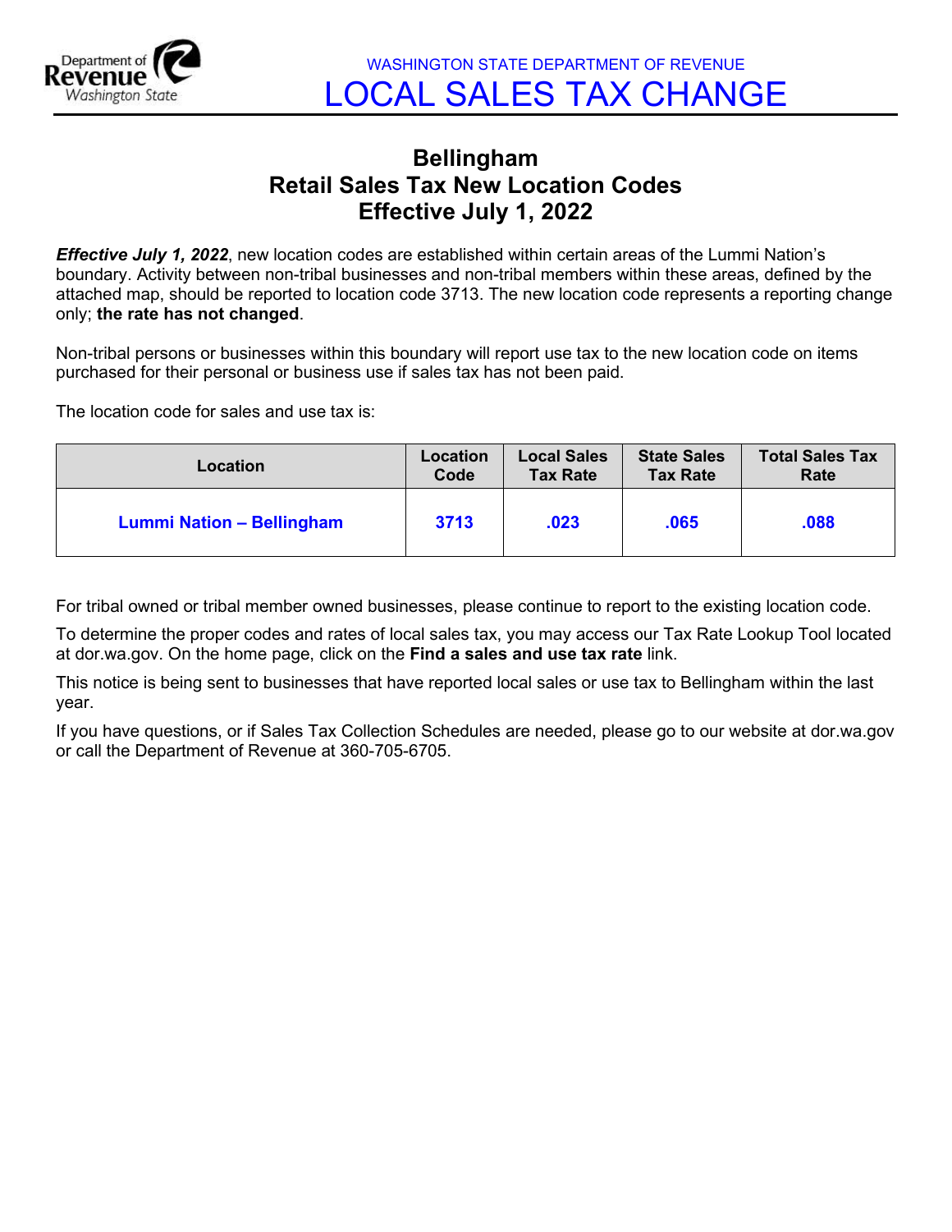WASHINGTON STATE DEPARTMENT OF REVENUE

# LOCAL SALES TAX CHANGE

## Bellingham
## Retail Sales Tax New Location Codes
## Effective July 1, 2022

***Effective July 1, 2022***, new location codes are established within certain areas of the Lummi Nation's boundary. Activity between non-tribal businesses and non-tribal members within these areas, defined by the attached map, should be reported to location code 3713. The new location code represents a reporting change only; **the rate has not changed**.

Non-tribal persons or businesses within this boundary will report use tax to the new location code on items purchased for their personal or business use if sales tax has not been paid.

The location code for sales and use tax is:

| Location | Location Code | Local Sales Tax Rate | State Sales Tax Rate | Total Sales Tax Rate |
|---|---|---|---|---|
| **Lummi Nation – Bellingham** | **3713** | **.023** | **.065** | **.088** |

For tribal owned or tribal member owned businesses, please continue to report to the existing location code.

To determine the proper codes and rates of local sales tax, you may access our Tax Rate Lookup Tool located at dor.wa.gov. On the home page, click on the **Find a sales and use tax rate** link.

This notice is being sent to businesses that have reported local sales or use tax to Bellingham within the last year.

If you have questions, or if Sales Tax Collection Schedules are needed, please go to our website at dor.wa.gov or call the Department of Revenue at 360-705-6705.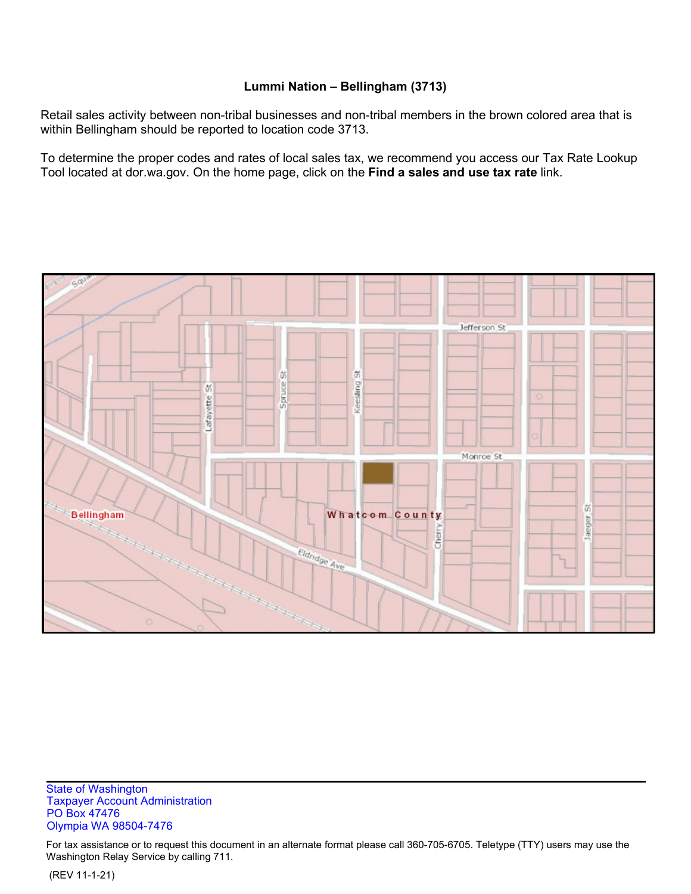**Lummi Nation – Bellingham (3713)**

Retail sales activity between non-tribal businesses and non-tribal members in the brown colored area that is within Bellingham should be reported to location code 3713.

To determine the proper codes and rates of local sales tax, we recommend you access our Tax Rate Lookup Tool located at dor.wa.gov. On the home page, click on the **Find a sales and use tax rate** link.

Jefferson St
Lafayette St
Spruce St
Keesling St
Monroe St
Bellingham
Whatcom County
Cherry
Jaeger St
Eldridge Ave

State of Washington
Taxpayer Account Administration
PO Box 47476
Olympia WA 98504-7476

For tax assistance or to request this document in an alternate format please call 360-705-6705. Teletype (TTY) users may use the Washington Relay Service by calling 711.

(REV 11-1-21)